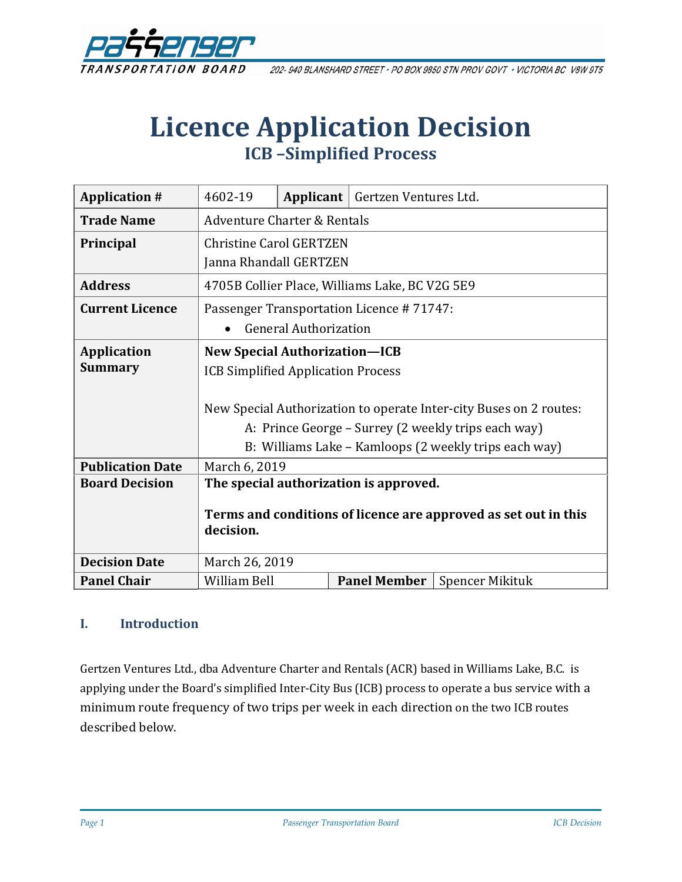# Licence Application Decision

## ICB –Simplified Process

| Application # | 4602-19 | Applicant | Gertzen Ventures Ltd. |
|---|---|---|---|
| **Trade Name** | Adventure Charter & Rentals | | |
| **Principal** | Christine Carol GERTZEN<br>Janna Rhandall GERTZEN | | |
| **Address** | 4705B Collier Place, Williams Lake, BC V2G 5E9 | | |
| **Current Licence** | Passenger Transportation Licence # 71747:<br>• General Authorization | | |
| **Application Summary** | **New Special Authorization—ICB**<br>ICB Simplified Application Process<br><br>New Special Authorization to operate Inter-city Buses on 2 routes:<br>A: Prince George – Surrey (2 weekly trips each way)<br>B: Williams Lake – Kamloops (2 weekly trips each way) | | |
| **Publication Date** | March 6, 2019 | | |
| **Board Decision** | **The special authorization is approved.**<br><br>**Terms and conditions of licence are approved as set out in this decision.** | | |
| **Decision Date** | March 26, 2019 | | |
| **Panel Chair** | William Bell | **Panel Member** | Spencer Mikituk |

### I. Introduction

Gertzen Ventures Ltd., dba Adventure Charter and Rentals (ACR) based in Williams Lake, B.C. is applying under the Board's simplified Inter-City Bus (ICB) process to operate a bus service with a minimum route frequency of two trips per week in each direction on the two ICB routes described below.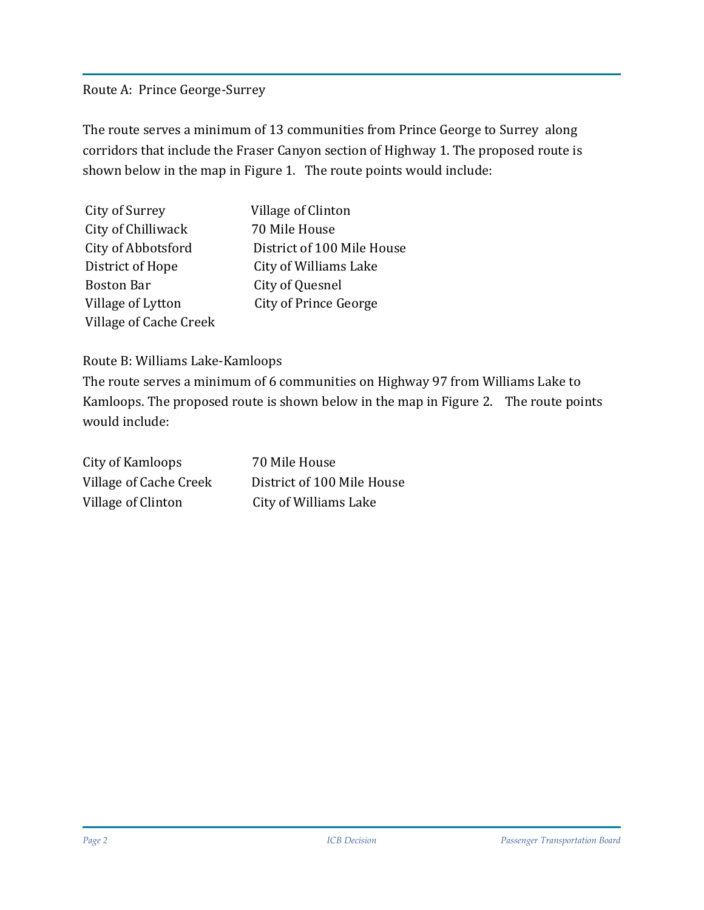Route A: Prince George-Surrey

The route serves a minimum of 13 communities from Prince George to Surrey along corridors that include the Fraser Canyon section of Highway 1. The proposed route is shown below in the map in Figure 1. The route points would include:

| | |
|---|---|
| City of Surrey | Village of Clinton |
| City of Chilliwack | 70 Mile House |
| City of Abbotsford | District of 100 Mile House |
| District of Hope | City of Williams Lake |
| Boston Bar | City of Quesnel |
| Village of Lytton | City of Prince George |
| Village of Cache Creek | |

Route B: Williams Lake-Kamloops

The route serves a minimum of 6 communities on Highway 97 from Williams Lake to Kamloops. The proposed route is shown below in the map in Figure 2. The route points would include:

| | |
|---|---|
| City of Kamloops | 70 Mile House |
| Village of Cache Creek | District of 100 Mile House |
| Village of Clinton | City of Williams Lake |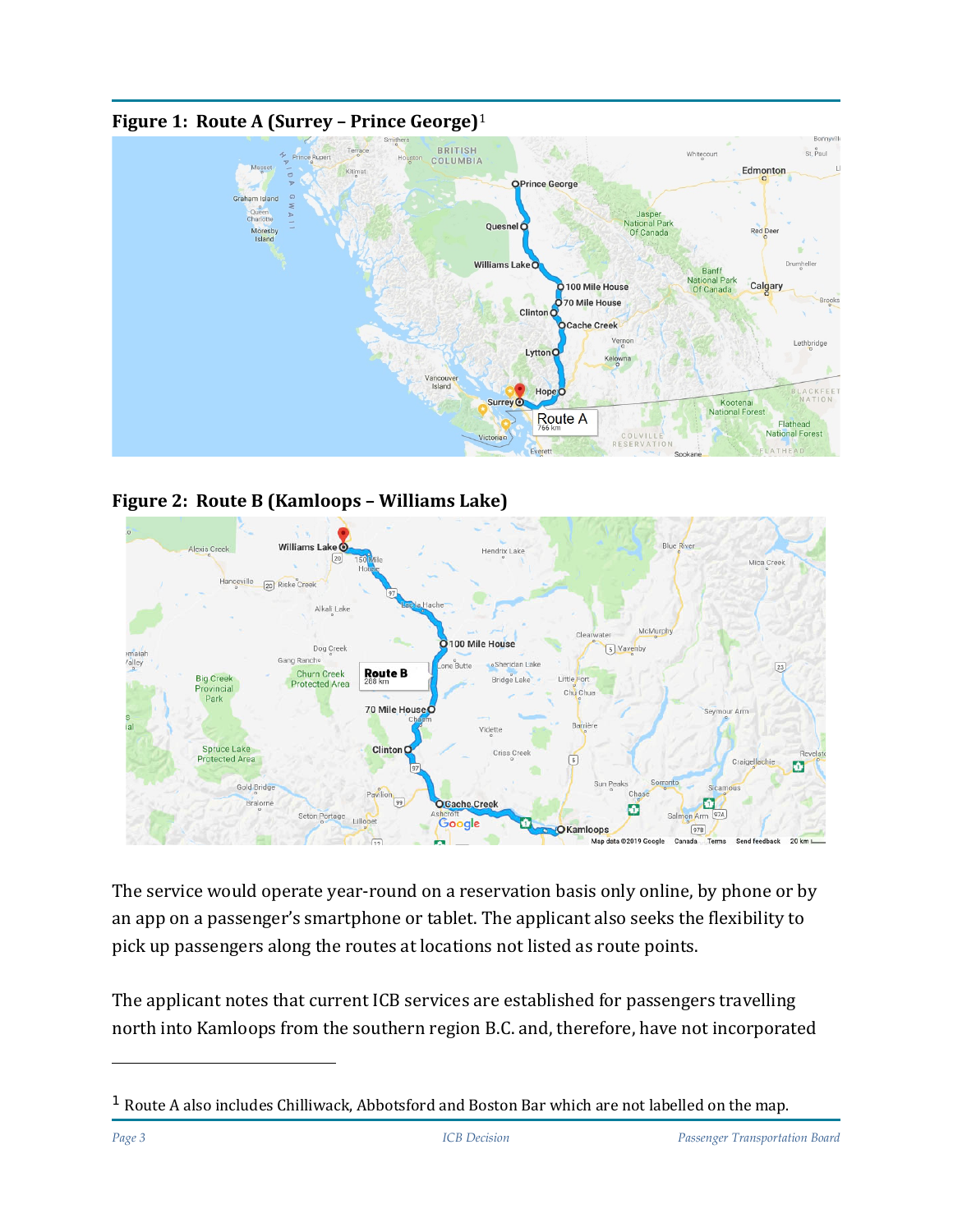**Figure 1: Route A (Surrey – Prince George)**[1]

**Figure 2: Route B (Kamloops – Williams Lake)**

The service would operate year-round on a reservation basis only online, by phone or by an app on a passenger's smartphone or tablet. The applicant also seeks the flexibility to pick up passengers along the routes at locations not listed as route points.

The applicant notes that current ICB services are established for passengers travelling north into Kamloops from the southern region B.C. and, therefore, have not incorporated

---

[1] Route A also includes Chilliwack, Abbotsford and Boston Bar which are not labelled on the map.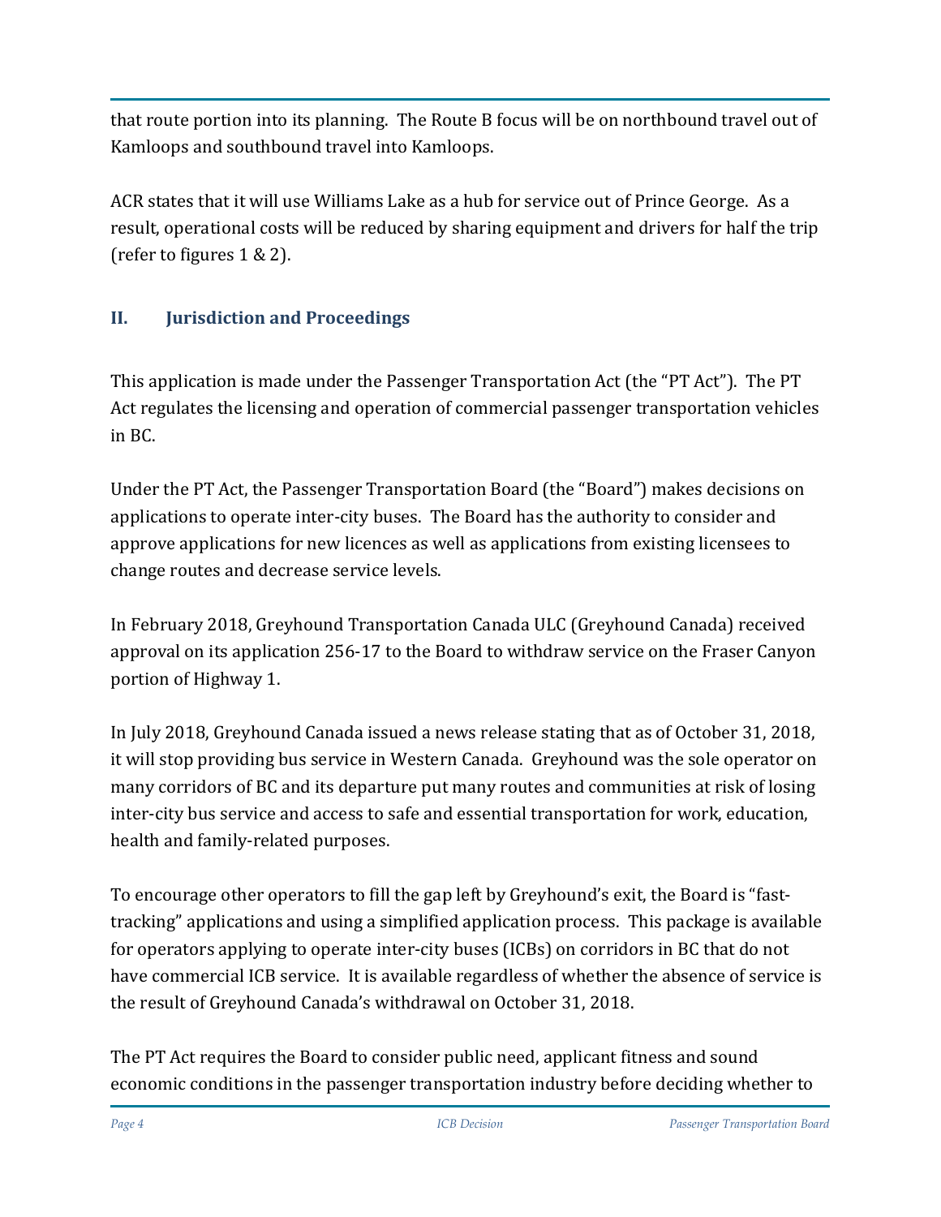that route portion into its planning. The Route B focus will be on northbound travel out of Kamloops and southbound travel into Kamloops.

ACR states that it will use Williams Lake as a hub for service out of Prince George. As a result, operational costs will be reduced by sharing equipment and drivers for half the trip (refer to figures 1 & 2).

## II. Jurisdiction and Proceedings

This application is made under the Passenger Transportation Act (the "PT Act"). The PT Act regulates the licensing and operation of commercial passenger transportation vehicles in BC.

Under the PT Act, the Passenger Transportation Board (the "Board") makes decisions on applications to operate inter-city buses. The Board has the authority to consider and approve applications for new licences as well as applications from existing licensees to change routes and decrease service levels.

In February 2018, Greyhound Transportation Canada ULC (Greyhound Canada) received approval on its application 256-17 to the Board to withdraw service on the Fraser Canyon portion of Highway 1.

In July 2018, Greyhound Canada issued a news release stating that as of October 31, 2018, it will stop providing bus service in Western Canada. Greyhound was the sole operator on many corridors of BC and its departure put many routes and communities at risk of losing inter-city bus service and access to safe and essential transportation for work, education, health and family-related purposes.

To encourage other operators to fill the gap left by Greyhound's exit, the Board is "fast-tracking" applications and using a simplified application process. This package is available for operators applying to operate inter-city buses (ICBs) on corridors in BC that do not have commercial ICB service. It is available regardless of whether the absence of service is the result of Greyhound Canada's withdrawal on October 31, 2018.

The PT Act requires the Board to consider public need, applicant fitness and sound economic conditions in the passenger transportation industry before deciding whether to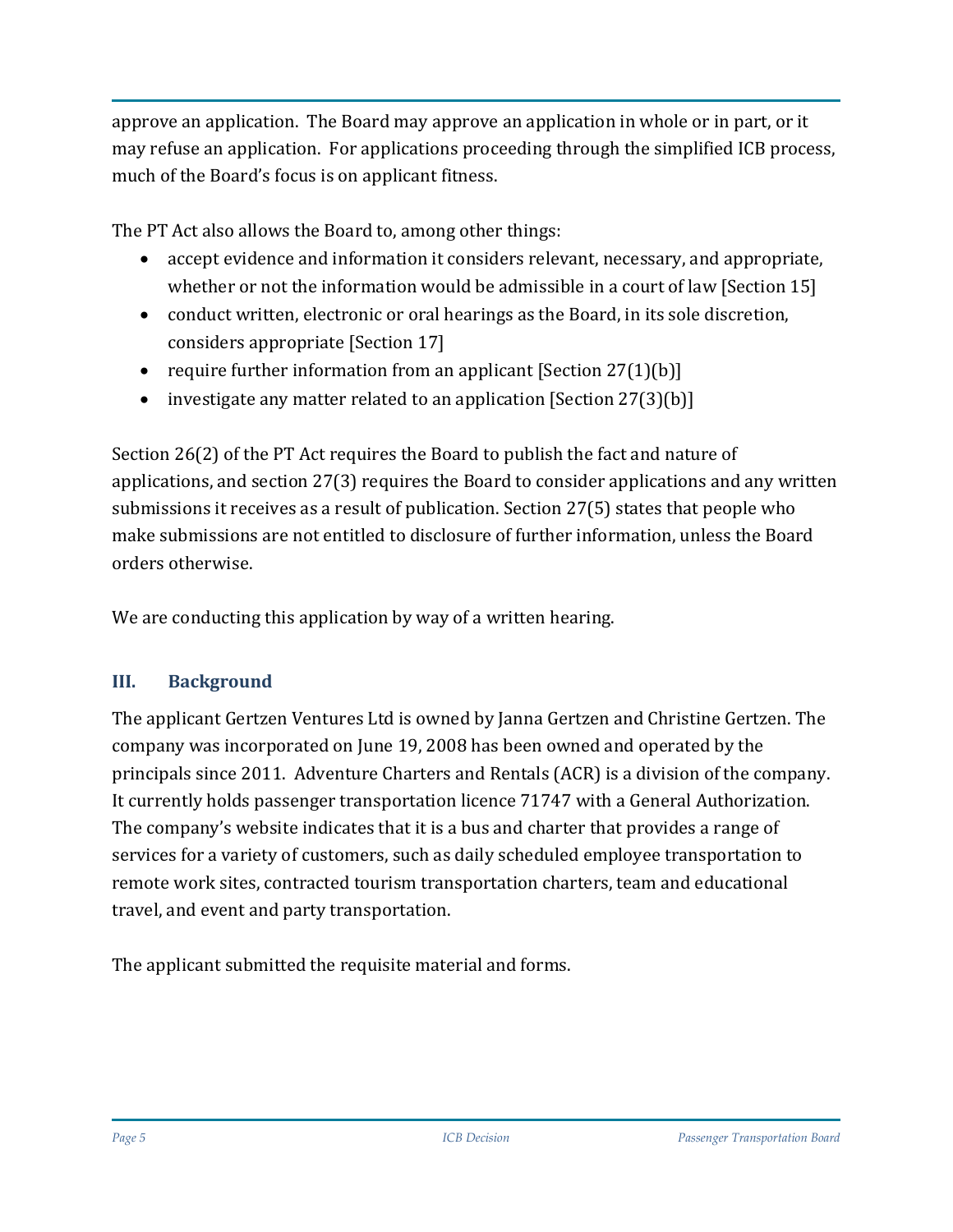approve an application. The Board may approve an application in whole or in part, or it may refuse an application. For applications proceeding through the simplified ICB process, much of the Board's focus is on applicant fitness.

The PT Act also allows the Board to, among other things:

- accept evidence and information it considers relevant, necessary, and appropriate, whether or not the information would be admissible in a court of law [Section 15]
- conduct written, electronic or oral hearings as the Board, in its sole discretion, considers appropriate [Section 17]
- require further information from an applicant [Section 27(1)(b)]
- investigate any matter related to an application [Section 27(3)(b)]

Section 26(2) of the PT Act requires the Board to publish the fact and nature of applications, and section 27(3) requires the Board to consider applications and any written submissions it receives as a result of publication. Section 27(5) states that people who make submissions are not entitled to disclosure of further information, unless the Board orders otherwise.

We are conducting this application by way of a written hearing.

## III. Background

The applicant Gertzen Ventures Ltd is owned by Janna Gertzen and Christine Gertzen. The company was incorporated on June 19, 2008 has been owned and operated by the principals since 2011. Adventure Charters and Rentals (ACR) is a division of the company. It currently holds passenger transportation licence 71747 with a General Authorization. The company's website indicates that it is a bus and charter that provides a range of services for a variety of customers, such as daily scheduled employee transportation to remote work sites, contracted tourism transportation charters, team and educational travel, and event and party transportation.

The applicant submitted the requisite material and forms.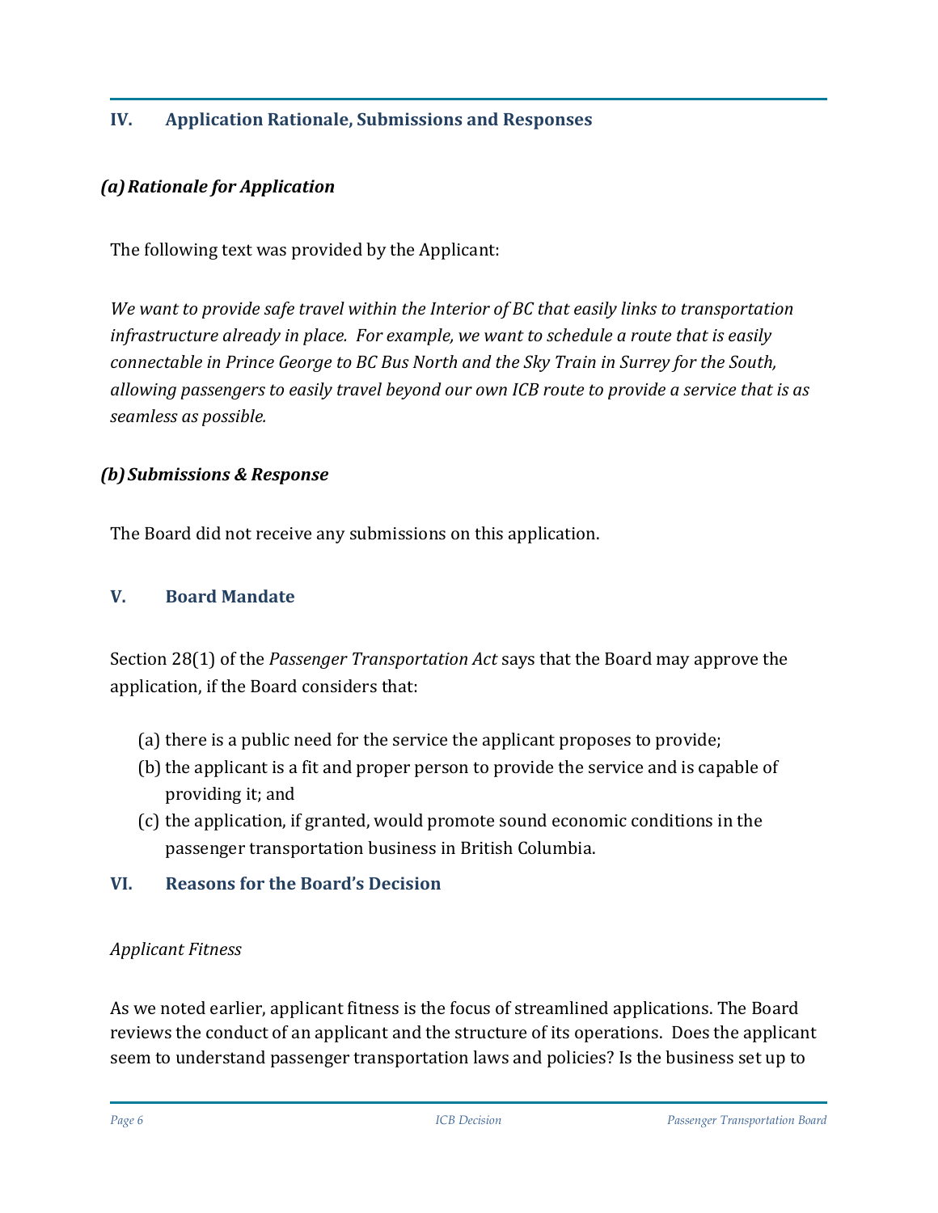## IV. Application Rationale, Submissions and Responses

### *(a) Rationale for Application*

The following text was provided by the Applicant:

*We want to provide safe travel within the Interior of BC that easily links to transportation infrastructure already in place. For example, we want to schedule a route that is easily connectable in Prince George to BC Bus North and the Sky Train in Surrey for the South, allowing passengers to easily travel beyond our own ICB route to provide a service that is as seamless as possible.*

### *(b) Submissions & Response*

The Board did not receive any submissions on this application.

## V. Board Mandate

Section 28(1) of the *Passenger Transportation Act* says that the Board may approve the application, if the Board considers that:

(a) there is a public need for the service the applicant proposes to provide;
(b) the applicant is a fit and proper person to provide the service and is capable of providing it; and
(c) the application, if granted, would promote sound economic conditions in the passenger transportation business in British Columbia.

## VI. Reasons for the Board's Decision

*Applicant Fitness*

As we noted earlier, applicant fitness is the focus of streamlined applications. The Board reviews the conduct of an applicant and the structure of its operations. Does the applicant seem to understand passenger transportation laws and policies? Is the business set up to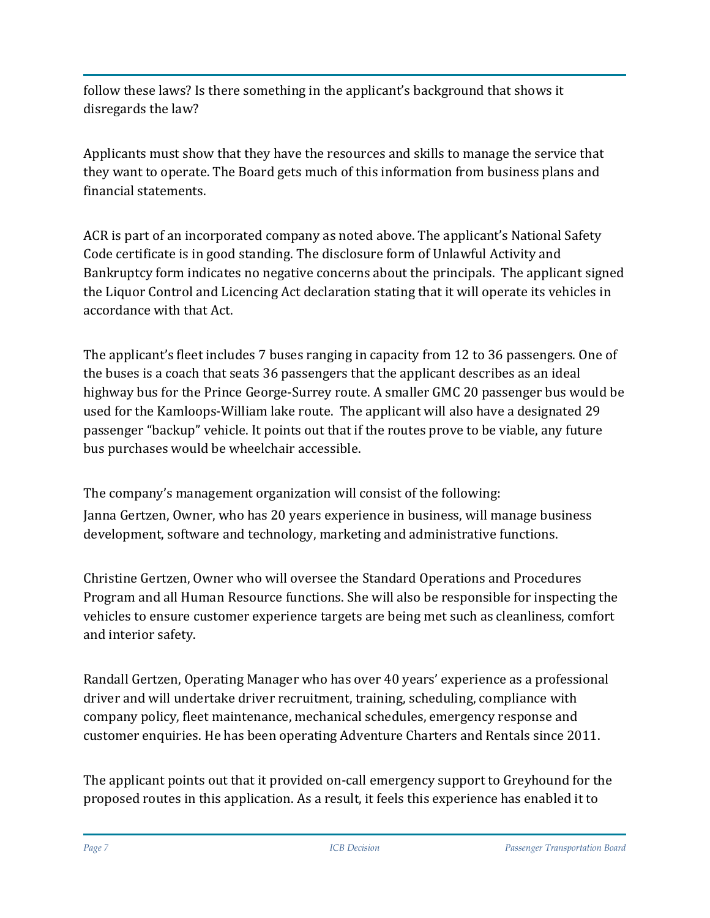follow these laws? Is there something in the applicant's background that shows it disregards the law?

Applicants must show that they have the resources and skills to manage the service that they want to operate. The Board gets much of this information from business plans and financial statements.

ACR is part of an incorporated company as noted above. The applicant's National Safety Code certificate is in good standing. The disclosure form of Unlawful Activity and Bankruptcy form indicates no negative concerns about the principals. The applicant signed the Liquor Control and Licencing Act declaration stating that it will operate its vehicles in accordance with that Act.

The applicant's fleet includes 7 buses ranging in capacity from 12 to 36 passengers. One of the buses is a coach that seats 36 passengers that the applicant describes as an ideal highway bus for the Prince George-Surrey route. A smaller GMC 20 passenger bus would be used for the Kamloops-William lake route. The applicant will also have a designated 29 passenger "backup" vehicle. It points out that if the routes prove to be viable, any future bus purchases would be wheelchair accessible.

The company's management organization will consist of the following:

Janna Gertzen, Owner, who has 20 years experience in business, will manage business development, software and technology, marketing and administrative functions.

Christine Gertzen, Owner who will oversee the Standard Operations and Procedures Program and all Human Resource functions. She will also be responsible for inspecting the vehicles to ensure customer experience targets are being met such as cleanliness, comfort and interior safety.

Randall Gertzen, Operating Manager who has over 40 years' experience as a professional driver and will undertake driver recruitment, training, scheduling, compliance with company policy, fleet maintenance, mechanical schedules, emergency response and customer enquiries. He has been operating Adventure Charters and Rentals since 2011.

The applicant points out that it provided on-call emergency support to Greyhound for the proposed routes in this application. As a result, it feels this experience has enabled it to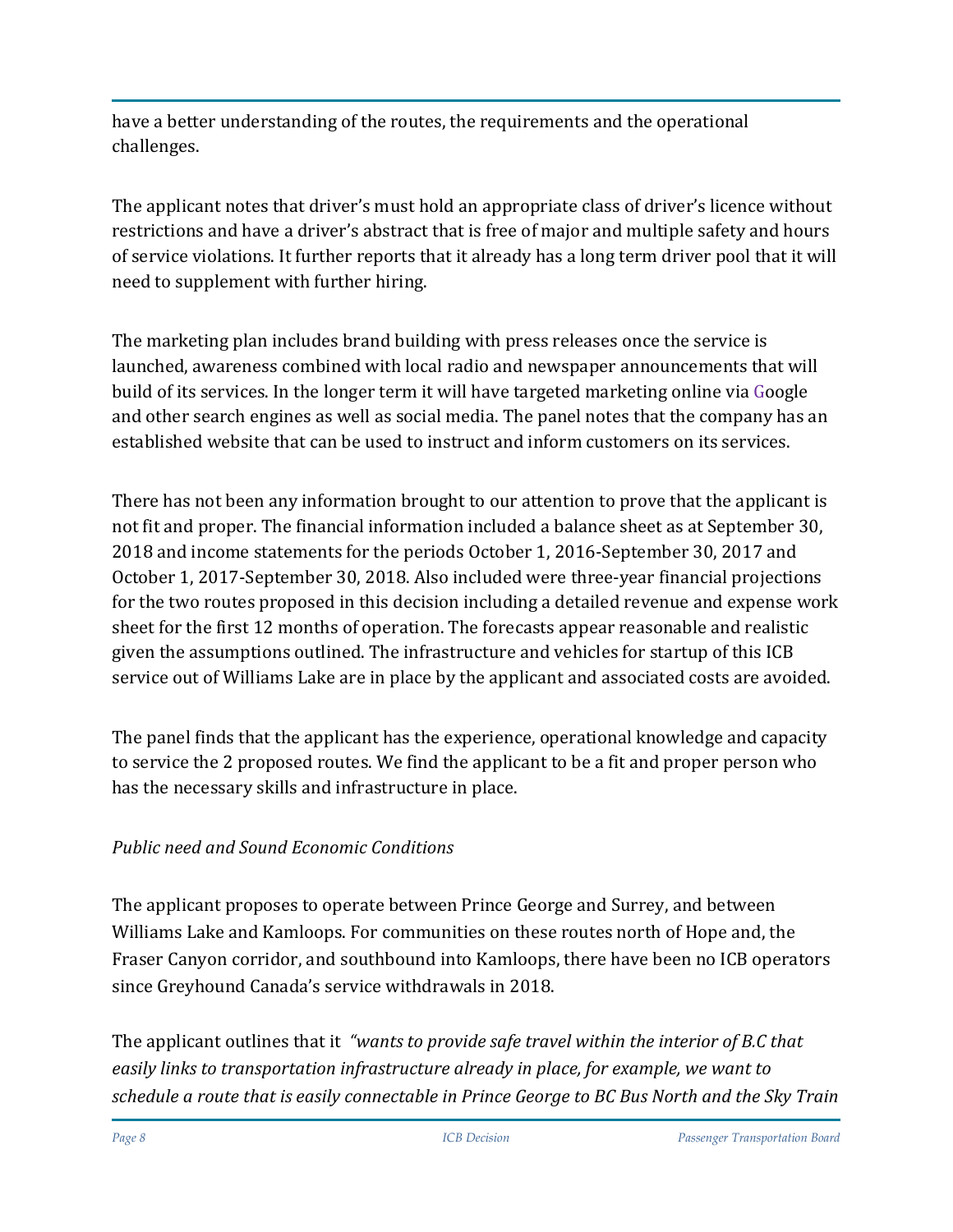have a better understanding of the routes, the requirements and the operational challenges.

The applicant notes that driver's must hold an appropriate class of driver's licence without restrictions and have a driver's abstract that is free of major and multiple safety and hours of service violations. It further reports that it already has a long term driver pool that it will need to supplement with further hiring.

The marketing plan includes brand building with press releases once the service is launched, awareness combined with local radio and newspaper announcements that will build of its services. In the longer term it will have targeted marketing online via Google and other search engines as well as social media. The panel notes that the company has an established website that can be used to instruct and inform customers on its services.

There has not been any information brought to our attention to prove that the applicant is not fit and proper. The financial information included a balance sheet as at September 30, 2018 and income statements for the periods October 1, 2016-September 30, 2017 and October 1, 2017-September 30, 2018. Also included were three-year financial projections for the two routes proposed in this decision including a detailed revenue and expense work sheet for the first 12 months of operation. The forecasts appear reasonable and realistic given the assumptions outlined. The infrastructure and vehicles for startup of this ICB service out of Williams Lake are in place by the applicant and associated costs are avoided.

The panel finds that the applicant has the experience, operational knowledge and capacity to service the 2 proposed routes. We find the applicant to be a fit and proper person who has the necessary skills and infrastructure in place.

*Public need and Sound Economic Conditions*

The applicant proposes to operate between Prince George and Surrey, and between Williams Lake and Kamloops. For communities on these routes north of Hope and, the Fraser Canyon corridor, and southbound into Kamloops, there have been no ICB operators since Greyhound Canada's service withdrawals in 2018.

The applicant outlines that it *"wants to provide safe travel within the interior of B.C that easily links to transportation infrastructure already in place, for example, we want to schedule a route that is easily connectable in Prince George to BC Bus North and the Sky Train*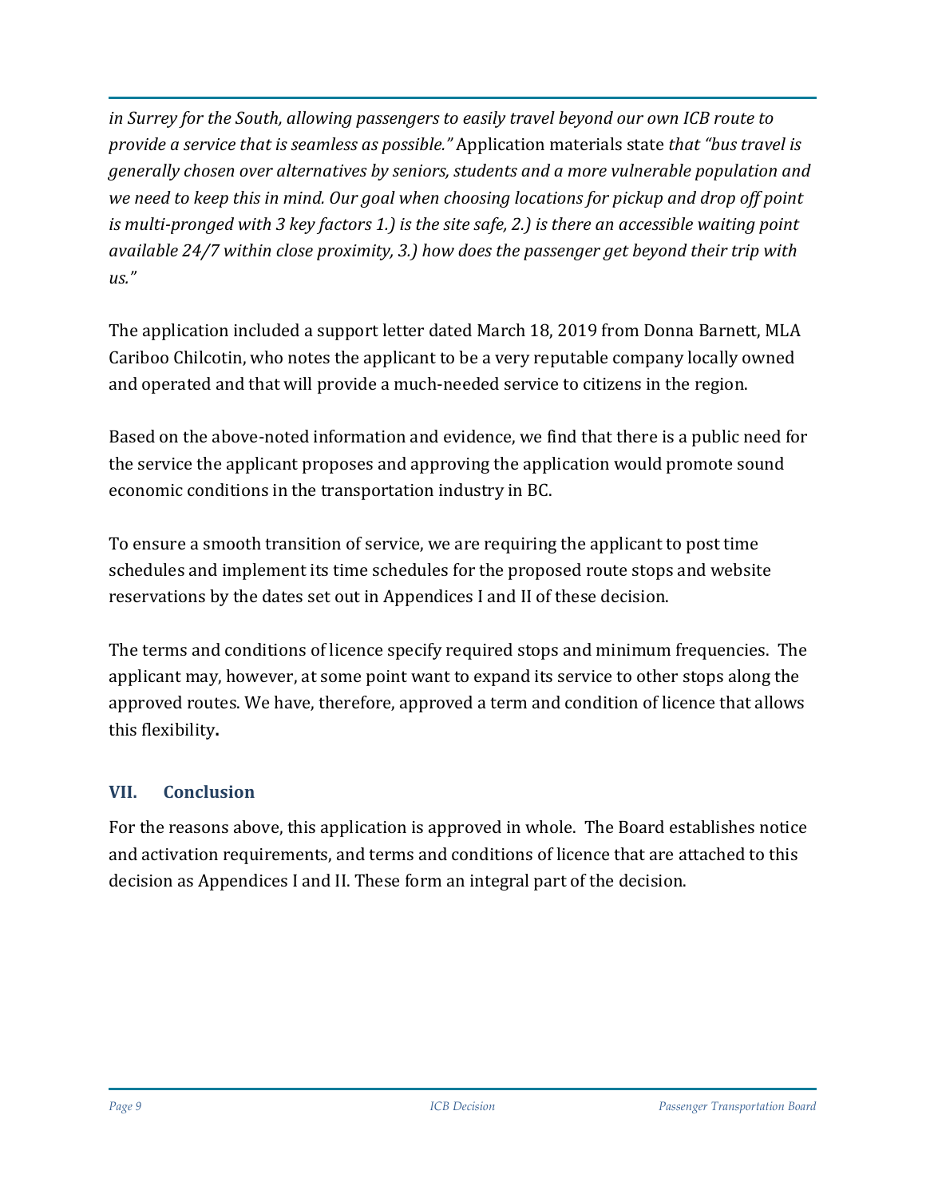*in Surrey for the South, allowing passengers to easily travel beyond our own ICB route to provide a service that is seamless as possible."* Application materials state *that "bus travel is generally chosen over alternatives by seniors, students and a more vulnerable population and we need to keep this in mind. Our goal when choosing locations for pickup and drop off point is multi-pronged with 3 key factors 1.) is the site safe, 2.) is there an accessible waiting point available 24/7 within close proximity, 3.) how does the passenger get beyond their trip with us."*

The application included a support letter dated March 18, 2019 from Donna Barnett, MLA Cariboo Chilcotin, who notes the applicant to be a very reputable company locally owned and operated and that will provide a much-needed service to citizens in the region.

Based on the above-noted information and evidence, we find that there is a public need for the service the applicant proposes and approving the application would promote sound economic conditions in the transportation industry in BC.

To ensure a smooth transition of service, we are requiring the applicant to post time schedules and implement its time schedules for the proposed route stops and website reservations by the dates set out in Appendices I and II of these decision.

The terms and conditions of licence specify required stops and minimum frequencies. The applicant may, however, at some point want to expand its service to other stops along the approved routes. We have, therefore, approved a term and condition of licence that allows this flexibility**.**

## VII. Conclusion

For the reasons above, this application is approved in whole. The Board establishes notice and activation requirements, and terms and conditions of licence that are attached to this decision as Appendices I and II. These form an integral part of the decision.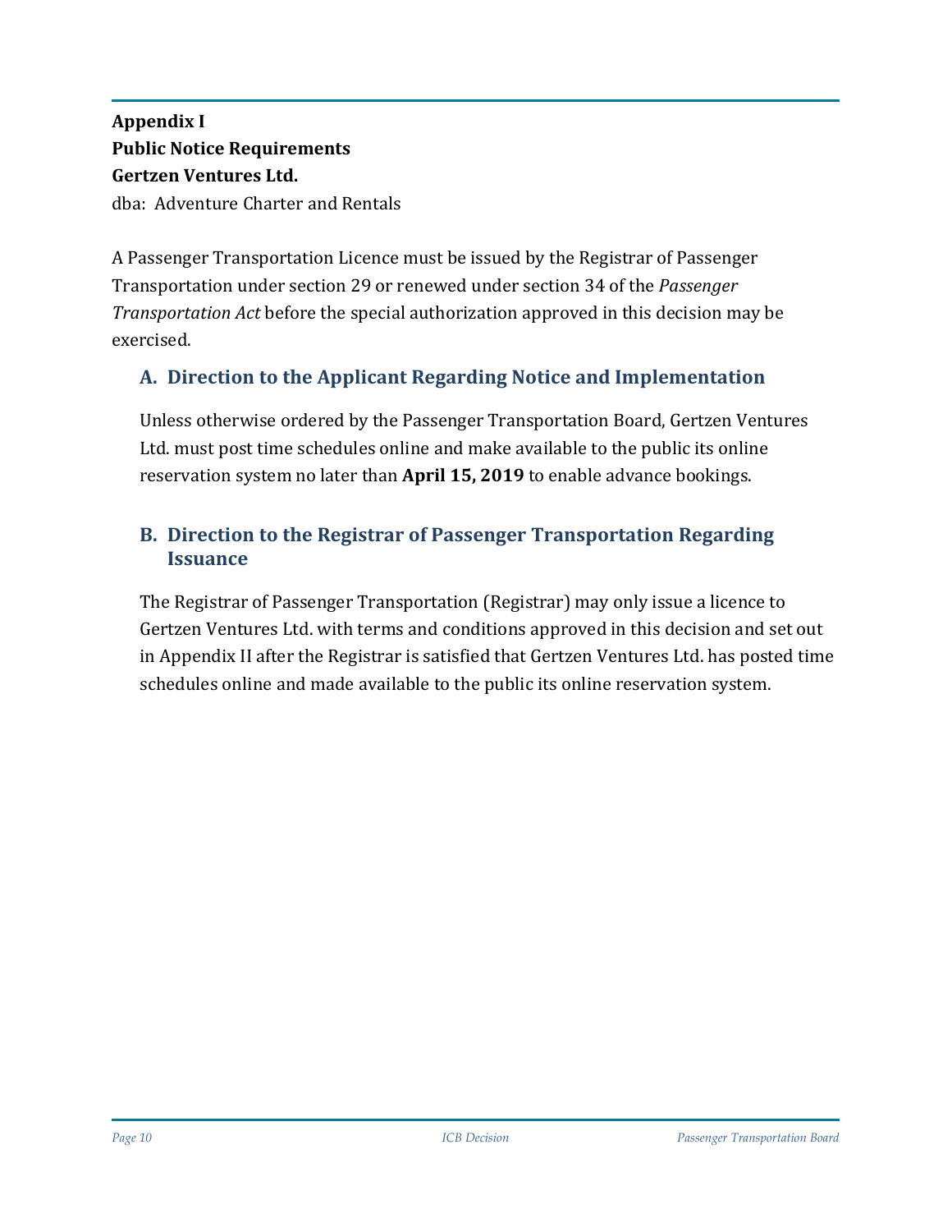**Appendix I**
**Public Notice Requirements**
**Gertzen Ventures Ltd.**
dba: Adventure Charter and Rentals

A Passenger Transportation Licence must be issued by the Registrar of Passenger Transportation under section 29 or renewed under section 34 of the *Passenger Transportation Act* before the special authorization approved in this decision may be exercised.

## A. Direction to the Applicant Regarding Notice and Implementation

Unless otherwise ordered by the Passenger Transportation Board, Gertzen Ventures Ltd. must post time schedules online and make available to the public its online reservation system no later than **April 15, 2019** to enable advance bookings.

## B. Direction to the Registrar of Passenger Transportation Regarding Issuance

The Registrar of Passenger Transportation (Registrar) may only issue a licence to Gertzen Ventures Ltd. with terms and conditions approved in this decision and set out in Appendix II after the Registrar is satisfied that Gertzen Ventures Ltd. has posted time schedules online and made available to the public its online reservation system.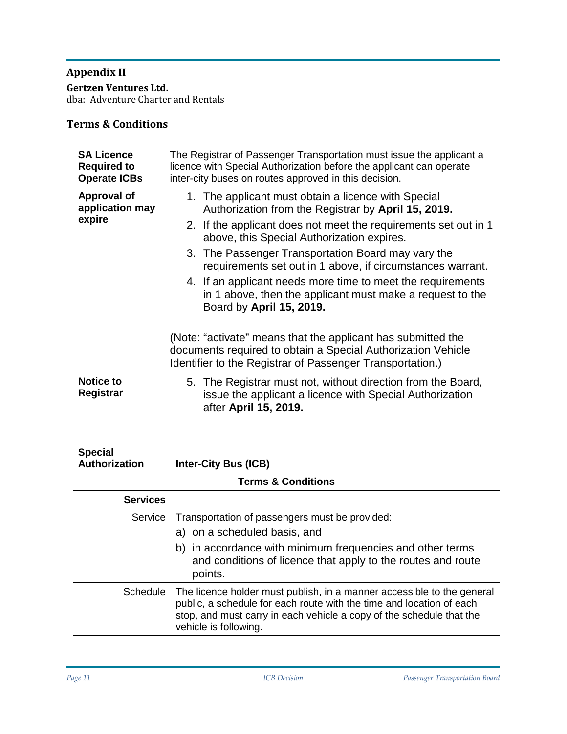## Appendix II

**Gertzen Ventures Ltd.**
dba: Adventure Charter and Rentals

### Terms & Conditions

| | |
|---|---|
| **SA Licence Required to Operate ICBs** | The Registrar of Passenger Transportation must issue the applicant a licence with Special Authorization before the applicant can operate inter-city buses on routes approved in this decision. |
| **Approval of application may expire** | 1. The applicant must obtain a licence with Special Authorization from the Registrar by **April 15, 2019.**<br>2. If the applicant does not meet the requirements set out in 1 above, this Special Authorization expires.<br>3. The Passenger Transportation Board may vary the requirements set out in 1 above, if circumstances warrant.<br>4. If an applicant needs more time to meet the requirements in 1 above, then the applicant must make a request to the Board by **April 15, 2019.**<br><br>(Note: "activate" means that the applicant has submitted the documents required to obtain a Special Authorization Vehicle Identifier to the Registrar of Passenger Transportation.) |
| **Notice to Registrar** | 5. The Registrar must not, without direction from the Board, issue the applicant a licence with Special Authorization after **April 15, 2019.** |

| **Special Authorization** | **Inter-City Bus (ICB)** |
|---|---|
| **Terms & Conditions** | |
| **Services** | |
| Service | Transportation of passengers must be provided:<br>a) on a scheduled basis, and<br>b) in accordance with minimum frequencies and other terms and conditions of licence that apply to the routes and route points. |
| Schedule | The licence holder must publish, in a manner accessible to the general public, a schedule for each route with the time and location of each stop, and must carry in each vehicle a copy of the schedule that the vehicle is following. |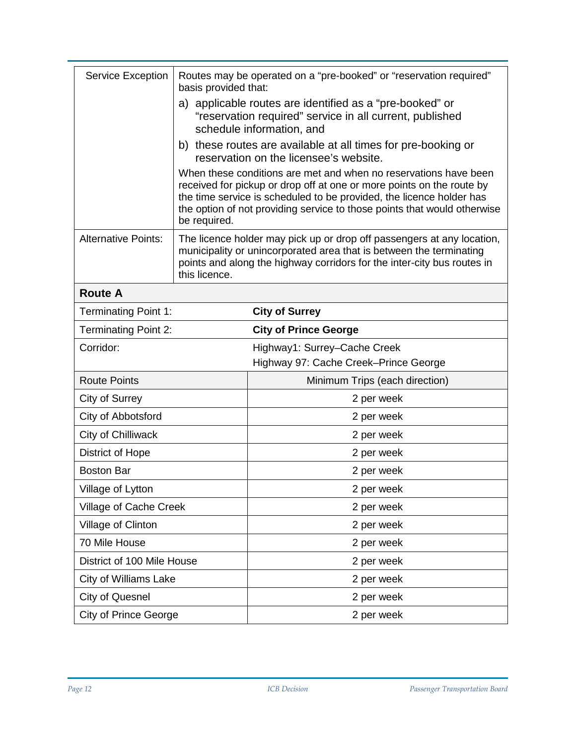| Service Exception | Routes may be operated on a "pre-booked" or "reservation required" basis provided that:<br>a) applicable routes are identified as a "pre-booked" or "reservation required" service in all current, published schedule information, and<br>b) these routes are available at all times for pre-booking or reservation on the licensee's website.<br>When these conditions are met and when no reservations have been received for pickup or drop off at one or more points on the route by the time service is scheduled to be provided, the licence holder has the option of not providing service to those points that would otherwise be required. |
|---|---|
| Alternative Points: | The licence holder may pick up or drop off passengers at any location, municipality or unincorporated area that is between the terminating points and along the highway corridors for the inter-city bus routes in this licence. |

**Route A**

| | |
|---|---|
| Terminating Point 1: | **City of Surrey** |
| Terminating Point 2: | **City of Prince George** |
| Corridor: | Highway1: Surrey–Cache Creek<br>Highway 97: Cache Creek–Prince George |

| Route Points | Minimum Trips (each direction) |
|---|---|
| City of Surrey | 2 per week |
| City of Abbotsford | 2 per week |
| City of Chilliwack | 2 per week |
| District of Hope | 2 per week |
| Boston Bar | 2 per week |
| Village of Lytton | 2 per week |
| Village of Cache Creek | 2 per week |
| Village of Clinton | 2 per week |
| 70 Mile House | 2 per week |
| District of 100 Mile House | 2 per week |
| City of Williams Lake | 2 per week |
| City of Quesnel | 2 per week |
| City of Prince George | 2 per week |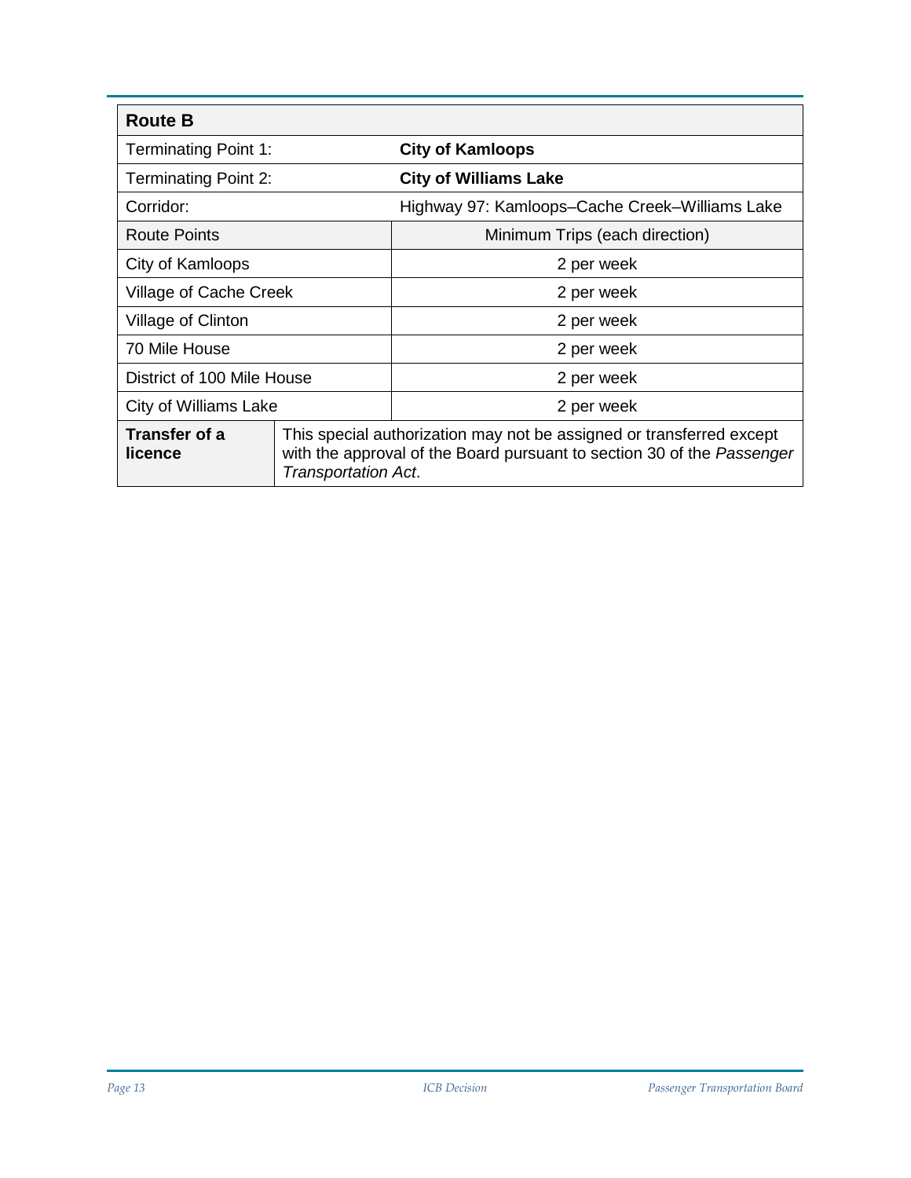| Route B | |
| --- | --- |
| Terminating Point 1: | **City of Kamloops** |
| Terminating Point 2: | **City of Williams Lake** |
| Corridor: | Highway 97: Kamloops–Cache Creek–Williams Lake |
| Route Points | Minimum Trips (each direction) |
| City of Kamloops | 2 per week |
| Village of Cache Creek | 2 per week |
| Village of Clinton | 2 per week |
| 70 Mile House | 2 per week |
| District of 100 Mile House | 2 per week |
| City of Williams Lake | 2 per week |
| **Transfer of a licence** | This special authorization may not be assigned or transferred except with the approval of the Board pursuant to section 30 of the *Passenger Transportation Act*. |